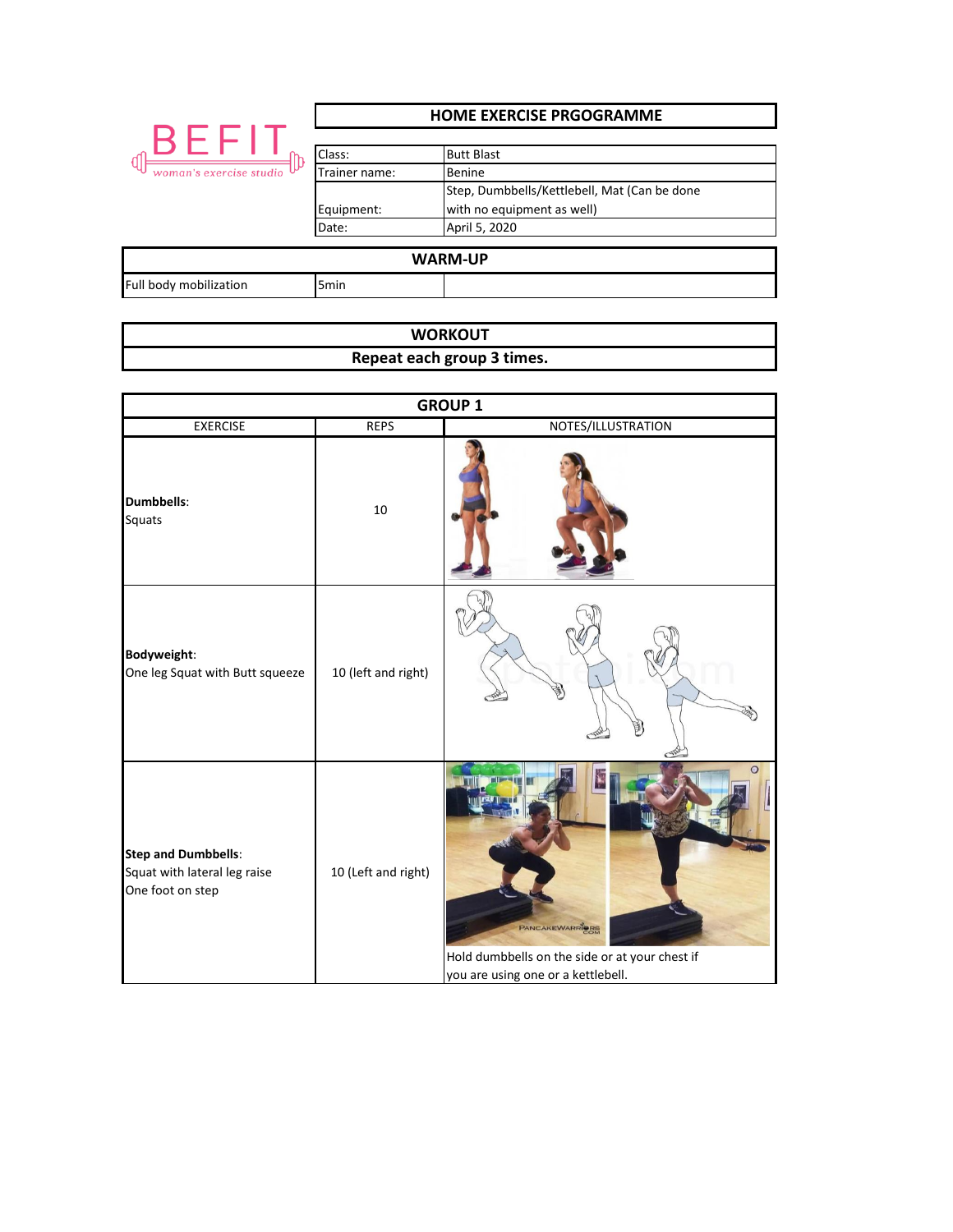# BEFIT
woman's exercise studio

## HOME EXERCISE PRGOGRAMME

| | |
|---|---|
| Class: | Butt Blast |
| Trainer name: | Benine |
| Equipment: | Step, Dumbbells/Kettlebell, Mat (Can be done with no equipment as well) |
| Date: | April 5, 2020 |

## WARM-UP

| | | |
|---|---|---|
| Full body mobilization | 5min | |

## WORKOUT

**Repeat each group 3 times.**

### GROUP 1

| EXERCISE | REPS | NOTES/ILLUSTRATION |
|---|---|---|
| **Dumbbells**: Squats | 10 | |
| **Bodyweight**: One leg Squat with Butt squeeze | 10 (left and right) | |
| **Step and Dumbbells**: Squat with lateral leg raise One foot on step | 10 (Left and right) | Hold dumbbells on the side or at your chest if you are using one or a kettlebell. |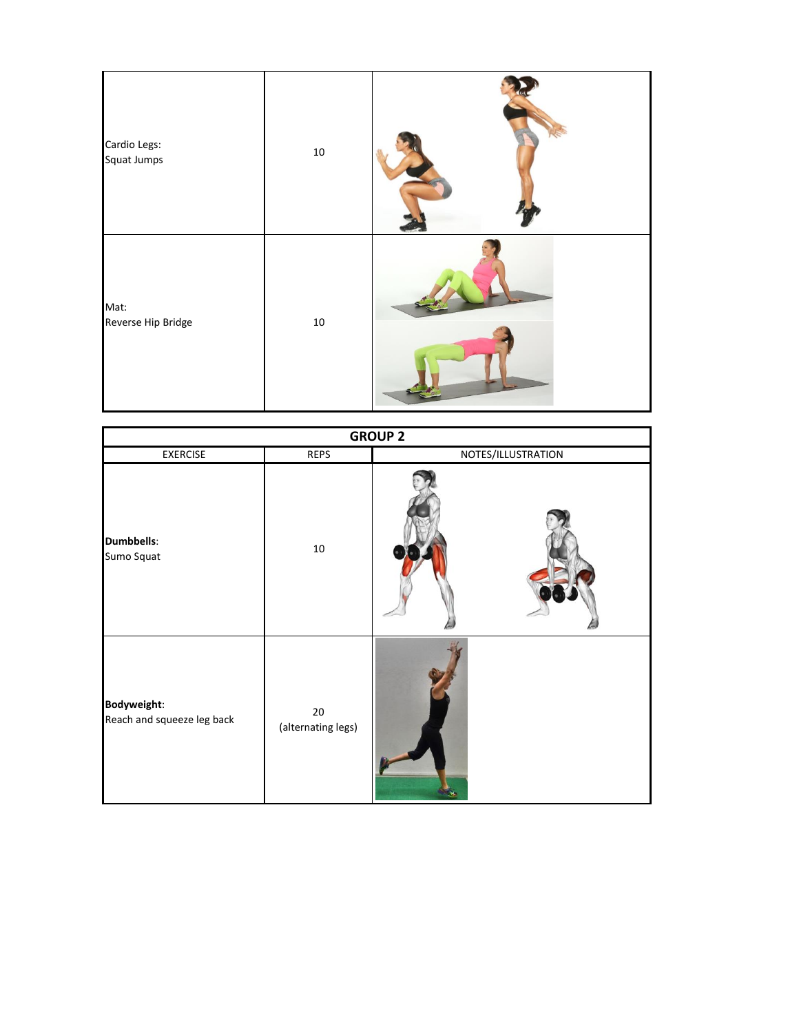| | | |
|---|---|---|
| Cardio Legs:<br>Squat Jumps | 10 | |
| Mat:<br>Reverse Hip Bridge | 10 | |

| GROUP 2 | | |
|---|---|---|
| EXERCISE | REPS | NOTES/ILLUSTRATION |
| **Dumbbells**:<br>Sumo Squat | 10 | |
| **Bodyweight**:<br>Reach and squeeze leg back | 20<br>(alternating legs) | |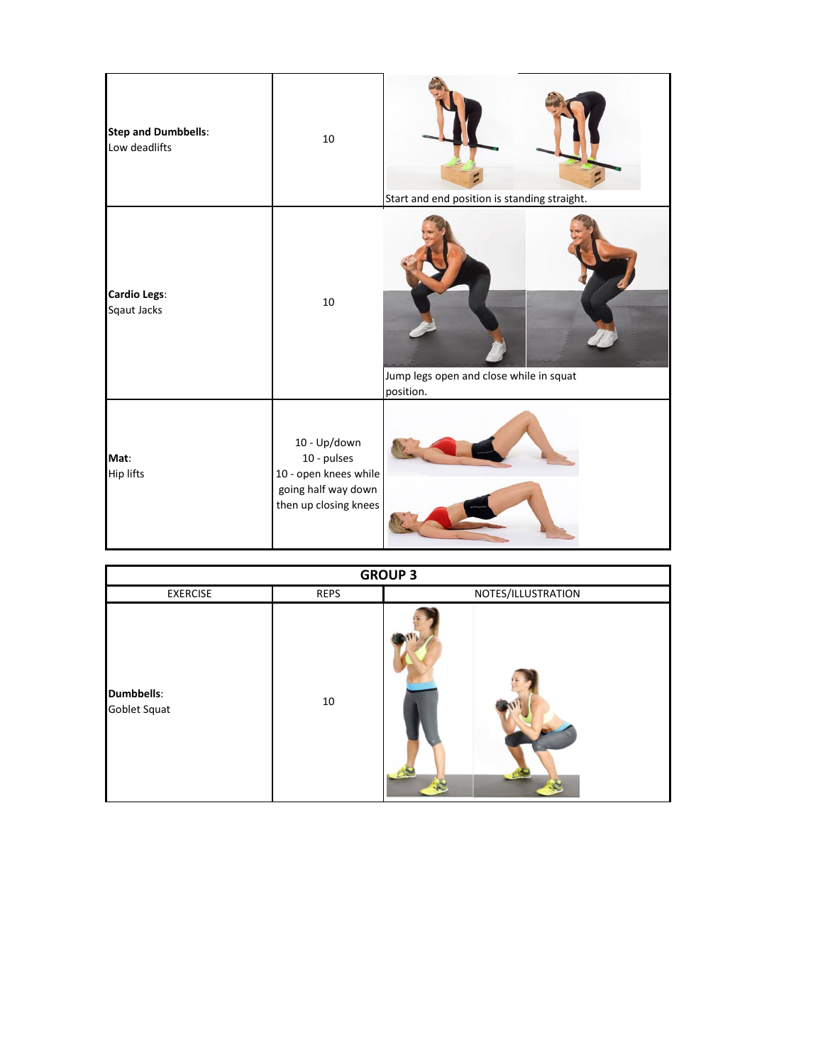| | | |
|---|---|---|
| **Step and Dumbbells**: Low deadlifts | 10 | Start and end position is standing straight. |
| **Cardio Legs**: Sqaut Jacks | 10 | Jump legs open and close while in squat position. |
| **Mat**: Hip lifts | 10 - Up/down<br>10 - pulses<br>10 - open knees while going half way down then up closing knees | |

| **GROUP 3** | | |
|---|---|---|
| EXERCISE | REPS | NOTES/ILLUSTRATION |
| **Dumbbells**: Goblet Squat | 10 | |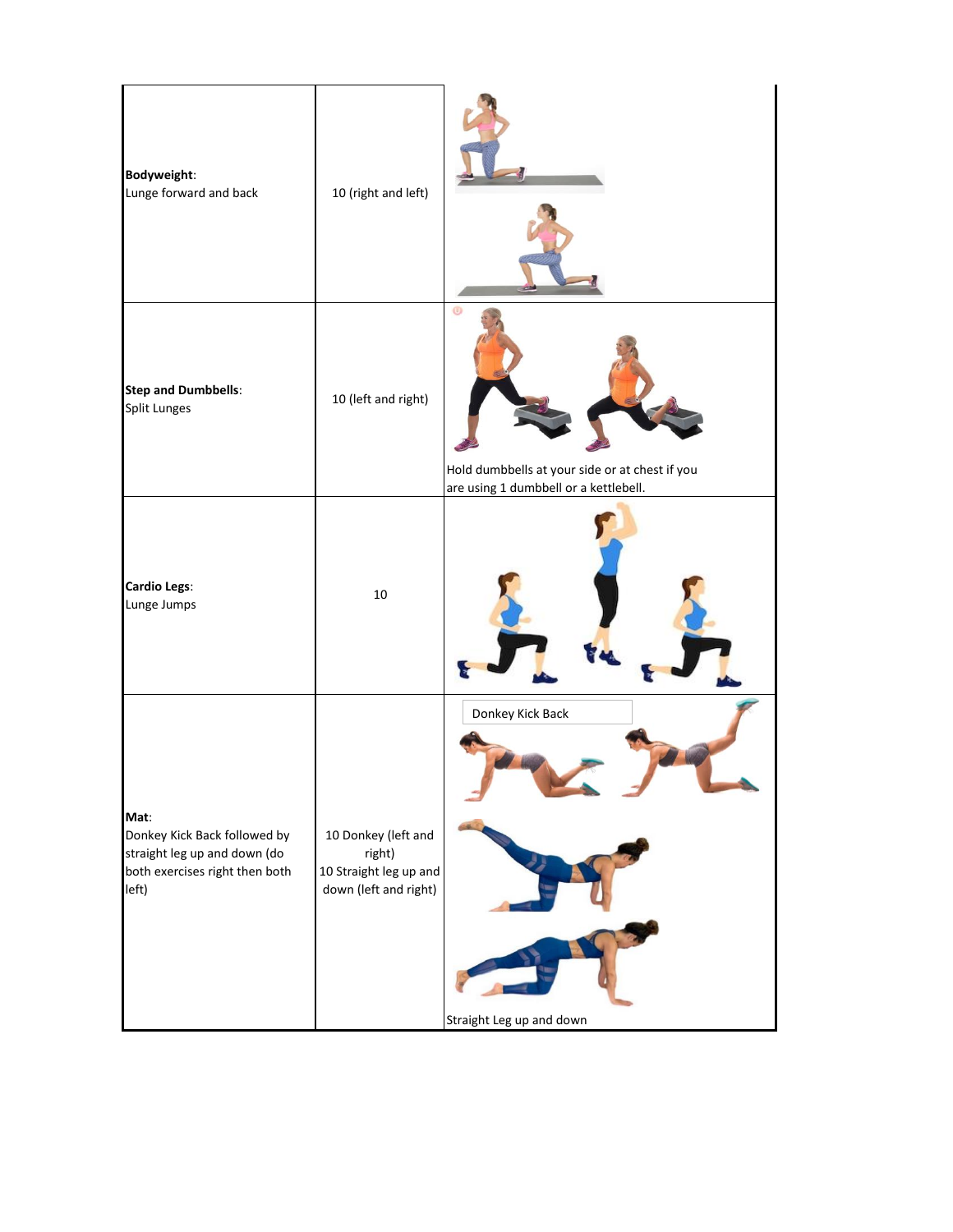| | | |
|---|---|---|
| **Bodyweight**: Lunge forward and back | 10 (right and left) | |
| **Step and Dumbbells**: Split Lunges | 10 (left and right) | Hold dumbbells at your side or at chest if you are using 1 dumbbell or a kettlebell. |
| **Cardio Legs**: Lunge Jumps | 10 | |
| **Mat**: Donkey Kick Back followed by straight leg up and down (do both exercises right then both left) | 10 Donkey (left and right) 10 Straight leg up and down (left and right) | Donkey Kick Back Straight Leg up and down |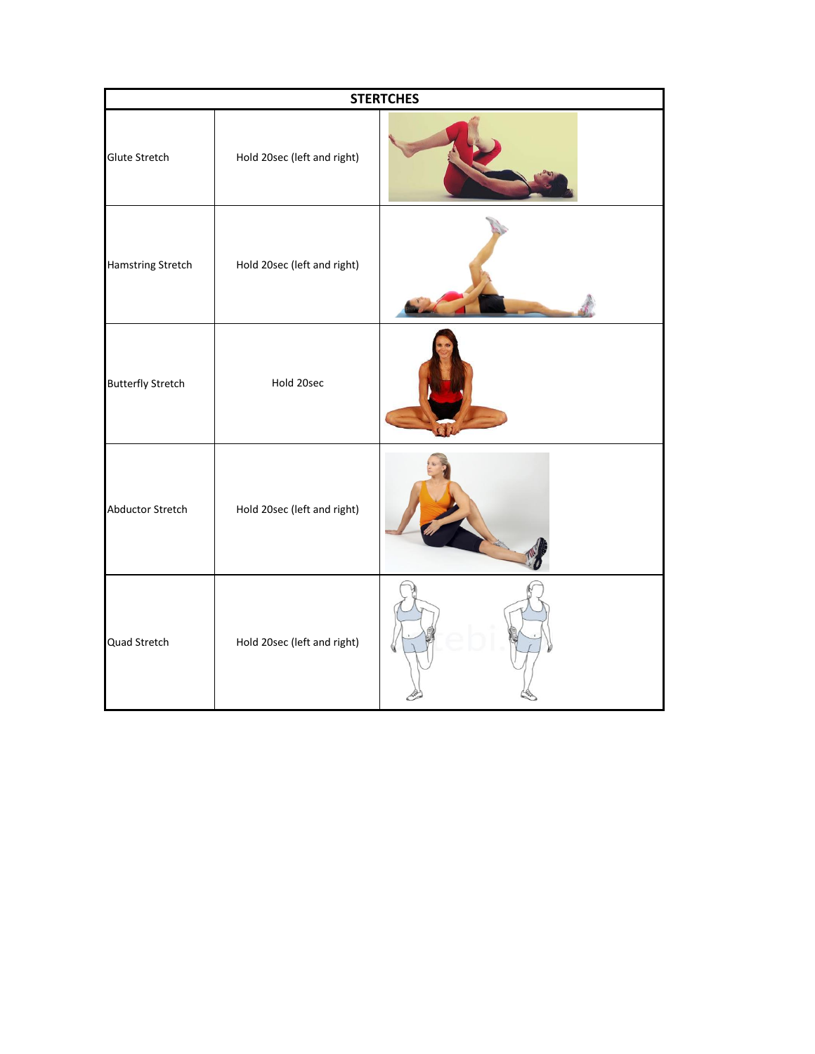| STERTCHES | | |
|---|---|---|
| Glute Stretch | Hold 20sec (left and right) | |
| Hamstring Stretch | Hold 20sec (left and right) | |
| Butterfly Stretch | Hold 20sec | |
| Abductor Stretch | Hold 20sec (left and right) | |
| Quad Stretch | Hold 20sec (left and right) | |